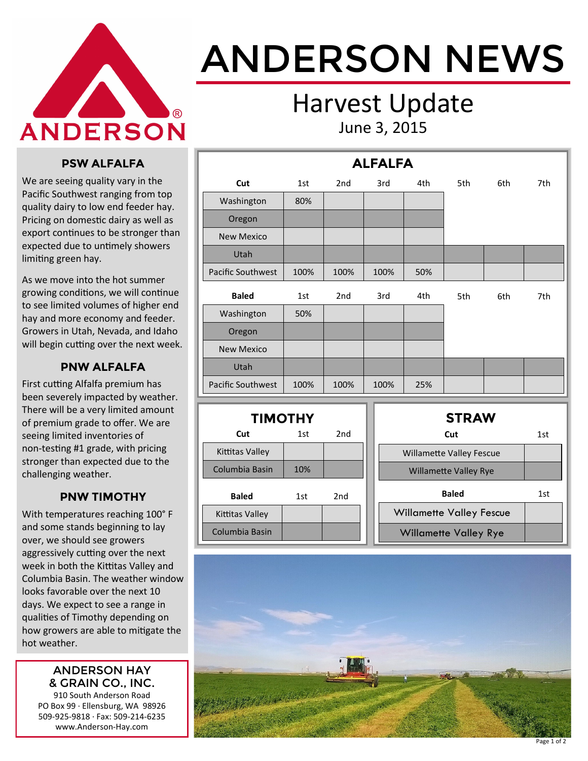# ANDERSON NEWS

## Harvest Update

June 3, 2015

### PSW ALFALFA

We are seeing quality vary in the Pacific Southwest ranging from top quality dairy to low end feeder hay. Pricing on domestic dairy as well as export continues to be stronger than expected due to untimely showers limiting green hay.

As we move into the hot summer growing conditions, we will continue to see limited volumes of higher end hay and more economy and feeder. Growers in Utah, Nevada, and Idaho will begin cutting over the next week.

### PNW ALFALFA

First cutting Alfalfa premium has been severely impacted by weather. There will be a very limited amount of premium grade to offer. We are seeing limited inventories of non-testing #1 grade, with pricing stronger than expected due to the challenging weather.

### PNW TIMOTHY

With temperatures reaching 100° F and some stands beginning to lay over, we should see growers aggressively cutting over the next week in both the Kittitas Valley and Columbia Basin. The weather window looks favorable over the next 10 days. We expect to see a range in qualities of Timothy depending on how growers are able to mitigate the hot weather.

### ALFALFA

| Cut | 1st | 2nd | 3rd | 4th | 5th | 6th | 7th |
|---|---|---|---|---|---|---|---|
| Washington | 80% | | | | | | |
| Oregon | | | | | | | |
| New Mexico | | | | | | | |
| Utah | | | | | | | |
| Pacific Southwest | 100% | 100% | 100% | 50% | | | |

| Baled | 1st | 2nd | 3rd | 4th | 5th | 6th | 7th |
|---|---|---|---|---|---|---|---|
| Washington | 50% | | | | | | |
| Oregon | | | | | | | |
| New Mexico | | | | | | | |
| Utah | | | | | | | |
| Pacific Southwest | 100% | 100% | 100% | 25% | | | |

### TIMOTHY

| Cut | 1st | 2nd |
|---|---|---|
| Kittitas Valley | | |
| Columbia Basin | 10% | |

| Baled | 1st | 2nd |
|---|---|---|
| Kittitas Valley | | |
| Columbia Basin | | |

### STRAW

| Cut | 1st |
|---|---|
| Willamette Valley Fescue | |
| Willamette Valley Rye | |

| Baled | 1st |
|---|---|
| Willamette Valley Fescue | |
| Willamette Valley Rye | |

**ANDERSON HAY & GRAIN CO., INC.**
910 South Anderson Road
PO Box 99 · Ellensburg, WA 98926
509-925-9818 · Fax: 509-214-6235
www.Anderson-Hay.com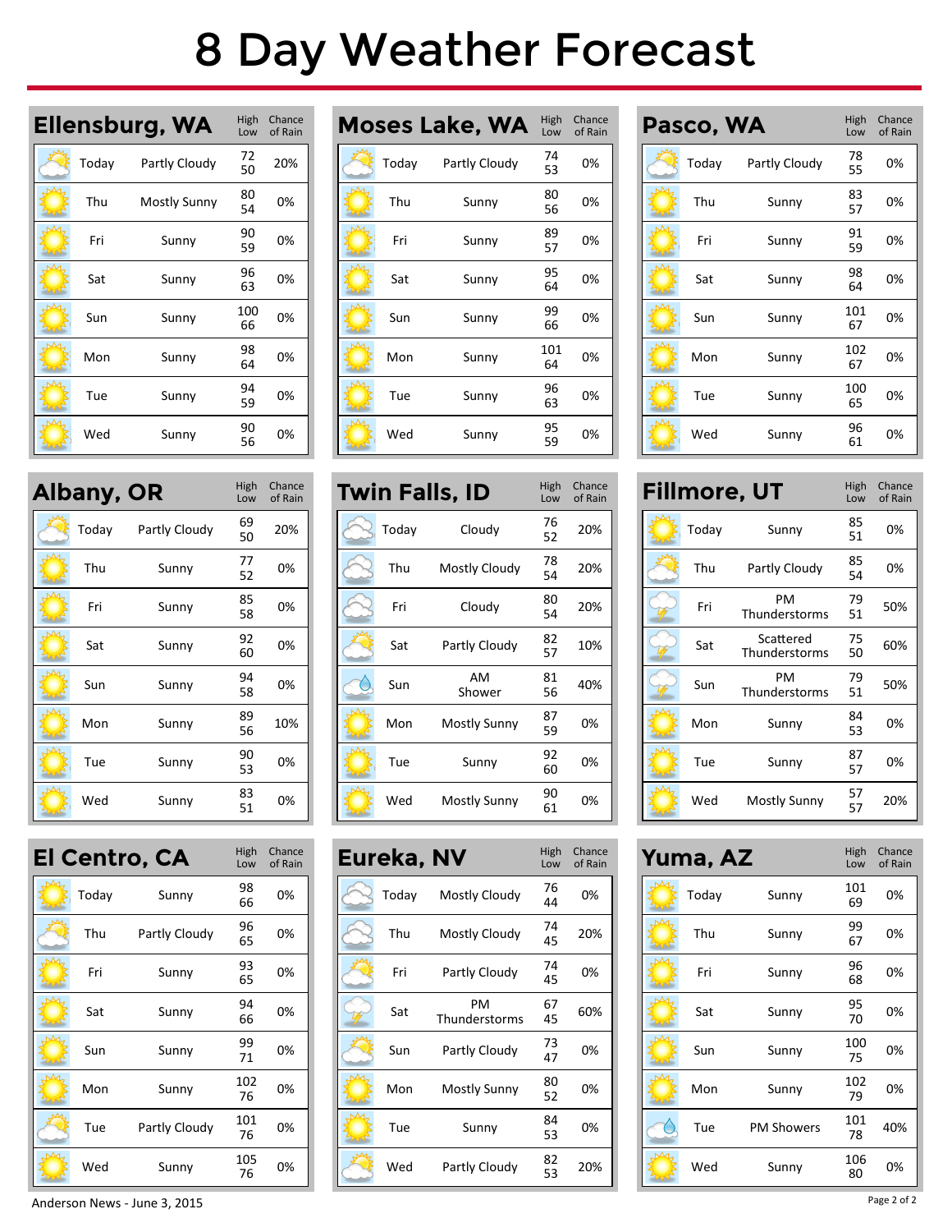# 8 Day Weather Forecast

## Ellensburg, WA

| | | High / Low | Chance of Rain |
|---|---|---|---|
| Today | Partly Cloudy | 72 / 50 | 20% |
| Thu | Mostly Sunny | 80 / 54 | 0% |
| Fri | Sunny | 90 / 59 | 0% |
| Sat | Sunny | 96 / 63 | 0% |
| Sun | Sunny | 100 / 66 | 0% |
| Mon | Sunny | 98 / 64 | 0% |
| Tue | Sunny | 94 / 59 | 0% |
| Wed | Sunny | 90 / 56 | 0% |

## Moses Lake, WA

| | | High / Low | Chance of Rain |
|---|---|---|---|
| Today | Partly Cloudy | 74 / 53 | 0% |
| Thu | Sunny | 80 / 56 | 0% |
| Fri | Sunny | 89 / 57 | 0% |
| Sat | Sunny | 95 / 64 | 0% |
| Sun | Sunny | 99 / 66 | 0% |
| Mon | Sunny | 101 / 64 | 0% |
| Tue | Sunny | 96 / 63 | 0% |
| Wed | Sunny | 95 / 59 | 0% |

## Pasco, WA

| | | High / Low | Chance of Rain |
|---|---|---|---|
| Today | Partly Cloudy | 78 / 55 | 0% |
| Thu | Sunny | 83 / 57 | 0% |
| Fri | Sunny | 91 / 59 | 0% |
| Sat | Sunny | 98 / 64 | 0% |
| Sun | Sunny | 101 / 67 | 0% |
| Mon | Sunny | 102 / 67 | 0% |
| Tue | Sunny | 100 / 65 | 0% |
| Wed | Sunny | 96 / 61 | 0% |

## Albany, OR

| | | High / Low | Chance of Rain |
|---|---|---|---|
| Today | Partly Cloudy | 69 / 50 | 20% |
| Thu | Sunny | 77 / 52 | 0% |
| Fri | Sunny | 85 / 58 | 0% |
| Sat | Sunny | 92 / 60 | 0% |
| Sun | Sunny | 94 / 58 | 0% |
| Mon | Sunny | 89 / 56 | 10% |
| Tue | Sunny | 90 / 53 | 0% |
| Wed | Sunny | 83 / 51 | 0% |

## Twin Falls, ID

| | | High / Low | Chance of Rain |
|---|---|---|---|
| Today | Cloudy | 76 / 52 | 20% |
| Thu | Mostly Cloudy | 78 / 54 | 20% |
| Fri | Cloudy | 80 / 54 | 20% |
| Sat | Partly Cloudy | 82 / 57 | 10% |
| Sun | AM Shower | 81 / 56 | 40% |
| Mon | Mostly Sunny | 87 / 59 | 0% |
| Tue | Sunny | 92 / 60 | 0% |
| Wed | Mostly Sunny | 90 / 61 | 0% |

## Fillmore, UT

| | | High / Low | Chance of Rain |
|---|---|---|---|
| Today | Sunny | 85 / 51 | 0% |
| Thu | Partly Cloudy | 85 / 54 | 0% |
| Fri | PM Thunderstorms | 79 / 51 | 50% |
| Sat | Scattered Thunderstorms | 75 / 50 | 60% |
| Sun | PM Thunderstorms | 79 / 51 | 50% |
| Mon | Sunny | 84 / 53 | 0% |
| Tue | Sunny | 87 / 57 | 0% |
| Wed | Mostly Sunny | 57 / 57 | 20% |

## El Centro, CA

| | | High / Low | Chance of Rain |
|---|---|---|---|
| Today | Sunny | 98 / 66 | 0% |
| Thu | Partly Cloudy | 96 / 65 | 0% |
| Fri | Sunny | 93 / 65 | 0% |
| Sat | Sunny | 94 / 66 | 0% |
| Sun | Sunny | 99 / 71 | 0% |
| Mon | Sunny | 102 / 76 | 0% |
| Tue | Partly Cloudy | 101 / 76 | 0% |
| Wed | Sunny | 105 / 76 | 0% |

## Eureka, NV

| | | High / Low | Chance of Rain |
|---|---|---|---|
| Today | Mostly Cloudy | 76 / 44 | 0% |
| Thu | Mostly Cloudy | 74 / 45 | 20% |
| Fri | Partly Cloudy | 74 / 45 | 0% |
| Sat | PM Thunderstorms | 67 / 45 | 60% |
| Sun | Partly Cloudy | 73 / 47 | 0% |
| Mon | Mostly Sunny | 80 / 52 | 0% |
| Tue | Sunny | 84 / 53 | 0% |
| Wed | Partly Cloudy | 82 / 53 | 20% |

## Yuma, AZ

| | | High / Low | Chance of Rain |
|---|---|---|---|
| Today | Sunny | 101 / 69 | 0% |
| Thu | Sunny | 99 / 67 | 0% |
| Fri | Sunny | 96 / 68 | 0% |
| Sat | Sunny | 95 / 70 | 0% |
| Sun | Sunny | 100 / 75 | 0% |
| Mon | Sunny | 102 / 79 | 0% |
| Tue | PM Showers | 101 / 78 | 40% |
| Wed | Sunny | 106 / 80 | 0% |

Anderson News - June 3, 2015